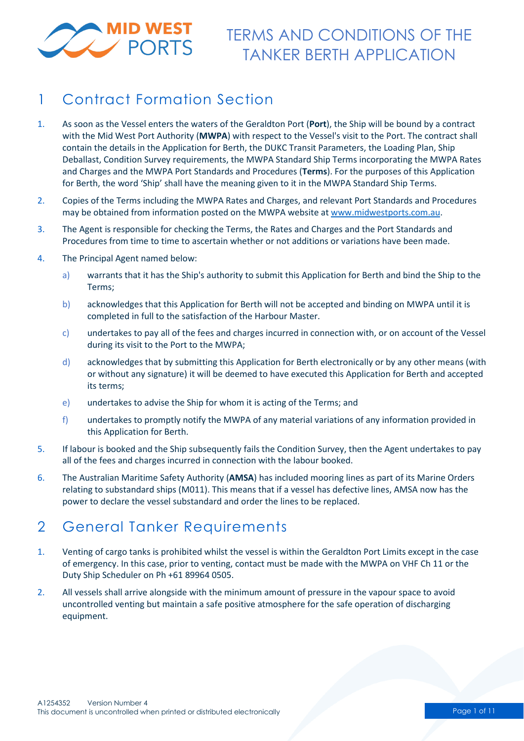# TERMS AND CONDITIONS OF THE TANKER BERTH APPLICATION

## 1 Contract Formation Section

1. As soon as the Vessel enters the waters of the Geraldton Port (**Port**), the Ship will be bound by a contract with the Mid West Port Authority (**MWPA**) with respect to the Vessel's visit to the Port. The contract shall contain the details in the Application for Berth, the DUKC Transit Parameters, the Loading Plan, Ship Deballast, Condition Survey requirements, the MWPA Standard Ship Terms incorporating the MWPA Rates and Charges and the MWPA Port Standards and Procedures (**Terms**). For the purposes of this Application for Berth, the word 'Ship' shall have the meaning given to it in the MWPA Standard Ship Terms.
2. Copies of the Terms including the MWPA Rates and Charges, and relevant Port Standards and Procedures may be obtained from information posted on the MWPA website at www.midwestports.com.au.
3. The Agent is responsible for checking the Terms, the Rates and Charges and the Port Standards and Procedures from time to time to ascertain whether or not additions or variations have been made.
4. The Principal Agent named below:
   a) warrants that it has the Ship's authority to submit this Application for Berth and bind the Ship to the Terms;
   b) acknowledges that this Application for Berth will not be accepted and binding on MWPA until it is completed in full to the satisfaction of the Harbour Master.
   c) undertakes to pay all of the fees and charges incurred in connection with, or on account of the Vessel during its visit to the Port to the MWPA;
   d) acknowledges that by submitting this Application for Berth electronically or by any other means (with or without any signature) it will be deemed to have executed this Application for Berth and accepted its terms;
   e) undertakes to advise the Ship for whom it is acting of the Terms; and
   f) undertakes to promptly notify the MWPA of any material variations of any information provided in this Application for Berth.
5. If labour is booked and the Ship subsequently fails the Condition Survey, then the Agent undertakes to pay all of the fees and charges incurred in connection with the labour booked.
6. The Australian Maritime Safety Authority (**AMSA**) has included mooring lines as part of its Marine Orders relating to substandard ships (M011). This means that if a vessel has defective lines, AMSA now has the power to declare the vessel substandard and order the lines to be replaced.

## 2 General Tanker Requirements

1. Venting of cargo tanks is prohibited whilst the vessel is within the Geraldton Port Limits except in the case of emergency. In this case, prior to venting, contact must be made with the MWPA on VHF Ch 11 or the Duty Ship Scheduler on Ph +61 89964 0505.
2. All vessels shall arrive alongside with the minimum amount of pressure in the vapour space to avoid uncontrolled venting but maintain a safe positive atmosphere for the safe operation of discharging equipment.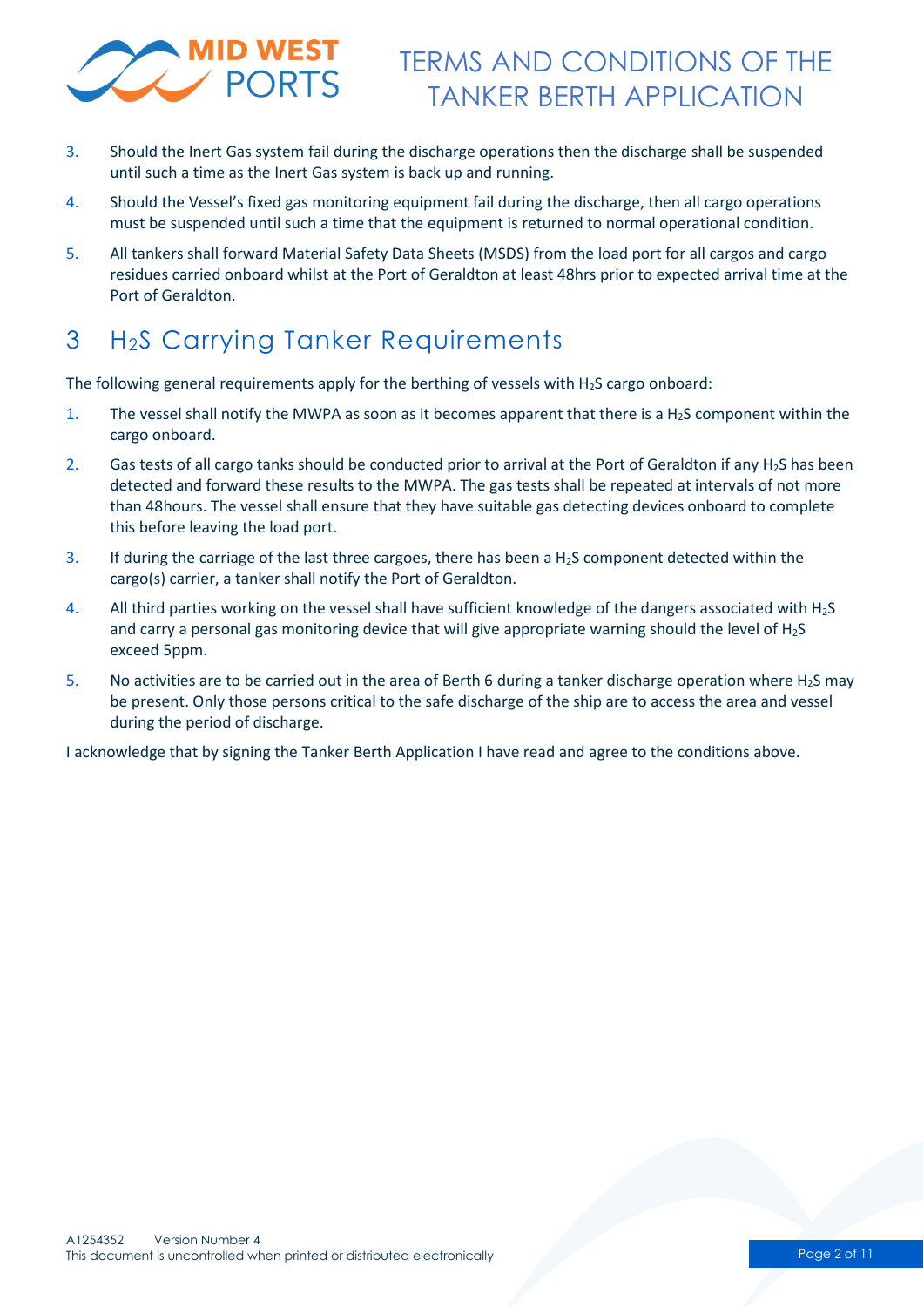3. Should the Inert Gas system fail during the discharge operations then the discharge shall be suspended until such a time as the Inert Gas system is back up and running.
4. Should the Vessel's fixed gas monitoring equipment fail during the discharge, then all cargo operations must be suspended until such a time that the equipment is returned to normal operational condition.
5. All tankers shall forward Material Safety Data Sheets (MSDS) from the load port for all cargos and cargo residues carried onboard whilst at the Port of Geraldton at least 48hrs prior to expected arrival time at the Port of Geraldton.

# 3 $H_2S$ Carrying Tanker Requirements

The following general requirements apply for the berthing of vessels with $H_2S$ cargo onboard:

1. The vessel shall notify the MWPA as soon as it becomes apparent that there is a $H_2S$ component within the cargo onboard.
2. Gas tests of all cargo tanks should be conducted prior to arrival at the Port of Geraldton if any $H_2S$ has been detected and forward these results to the MWPA. The gas tests shall be repeated at intervals of not more than 48hours. The vessel shall ensure that they have suitable gas detecting devices onboard to complete this before leaving the load port.
3. If during the carriage of the last three cargoes, there has been a $H_2S$ component detected within the cargo(s) carrier, a tanker shall notify the Port of Geraldton.
4. All third parties working on the vessel shall have sufficient knowledge of the dangers associated with $H_2S$ and carry a personal gas monitoring device that will give appropriate warning should the level of $H_2S$ exceed 5ppm.
5. No activities are to be carried out in the area of Berth 6 during a tanker discharge operation where $H_2S$ may be present. Only those persons critical to the safe discharge of the ship are to access the area and vessel during the period of discharge.

I acknowledge that by signing the Tanker Berth Application I have read and agree to the conditions above.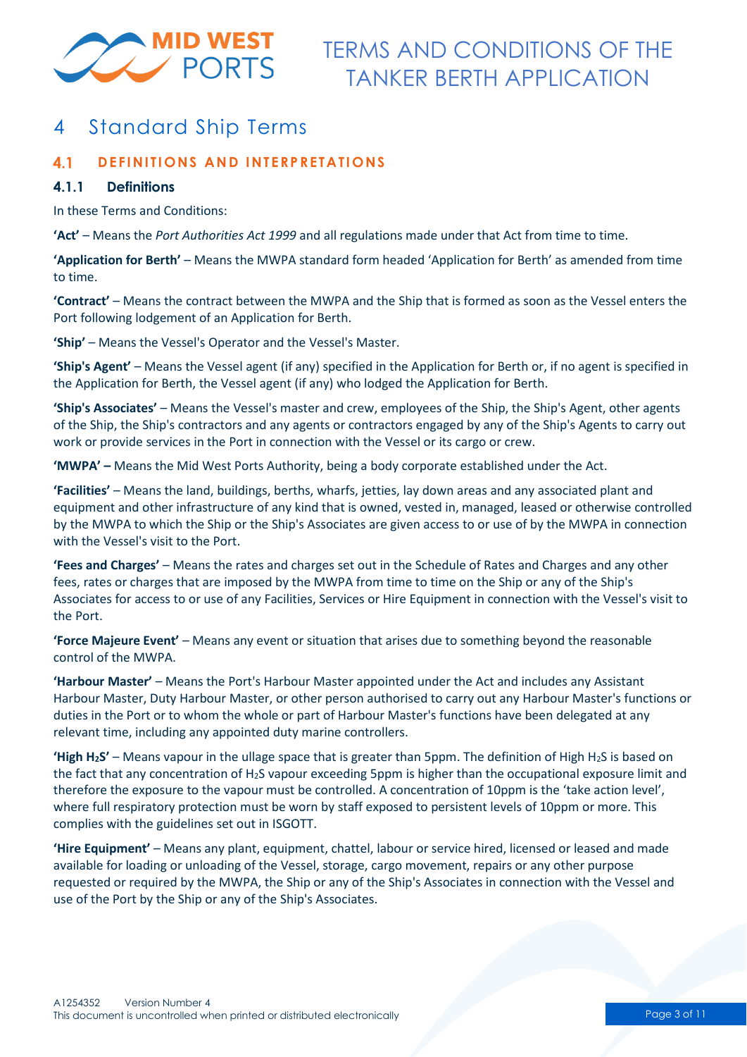# 4 Standard Ship Terms

## 4.1 DEFINITIONS AND INTERPRETATIONS

### 4.1.1 Definitions

In these Terms and Conditions:

**'Act'** – Means the *Port Authorities Act 1999* and all regulations made under that Act from time to time.

**'Application for Berth'** – Means the MWPA standard form headed 'Application for Berth' as amended from time to time.

**'Contract'** – Means the contract between the MWPA and the Ship that is formed as soon as the Vessel enters the Port following lodgement of an Application for Berth.

**'Ship'** – Means the Vessel's Operator and the Vessel's Master.

**'Ship's Agent'** – Means the Vessel agent (if any) specified in the Application for Berth or, if no agent is specified in the Application for Berth, the Vessel agent (if any) who lodged the Application for Berth.

**'Ship's Associates'** – Means the Vessel's master and crew, employees of the Ship, the Ship's Agent, other agents of the Ship, the Ship's contractors and any agents or contractors engaged by any of the Ship's Agents to carry out work or provide services in the Port in connection with the Vessel or its cargo or crew.

**'MWPA' –** Means the Mid West Ports Authority, being a body corporate established under the Act.

**'Facilities'** – Means the land, buildings, berths, wharfs, jetties, lay down areas and any associated plant and equipment and other infrastructure of any kind that is owned, vested in, managed, leased or otherwise controlled by the MWPA to which the Ship or the Ship's Associates are given access to or use of by the MWPA in connection with the Vessel's visit to the Port.

**'Fees and Charges'** – Means the rates and charges set out in the Schedule of Rates and Charges and any other fees, rates or charges that are imposed by the MWPA from time to time on the Ship or any of the Ship's Associates for access to or use of any Facilities, Services or Hire Equipment in connection with the Vessel's visit to the Port.

**'Force Majeure Event'** – Means any event or situation that arises due to something beyond the reasonable control of the MWPA.

**'Harbour Master'** – Means the Port's Harbour Master appointed under the Act and includes any Assistant Harbour Master, Duty Harbour Master, or other person authorised to carry out any Harbour Master's functions or duties in the Port or to whom the whole or part of Harbour Master's functions have been delegated at any relevant time, including any appointed duty marine controllers.

**'High $H_2S$'** – Means vapour in the ullage space that is greater than 5ppm. The definition of High $H_2S$ is based on the fact that any concentration of $H_2S$ vapour exceeding 5ppm is higher than the occupational exposure limit and therefore the exposure to the vapour must be controlled. A concentration of 10ppm is the 'take action level', where full respiratory protection must be worn by staff exposed to persistent levels of 10ppm or more. This complies with the guidelines set out in ISGOTT.

**'Hire Equipment'** – Means any plant, equipment, chattel, labour or service hired, licensed or leased and made available for loading or unloading of the Vessel, storage, cargo movement, repairs or any other purpose requested or required by the MWPA, the Ship or any of the Ship's Associates in connection with the Vessel and use of the Port by the Ship or any of the Ship's Associates.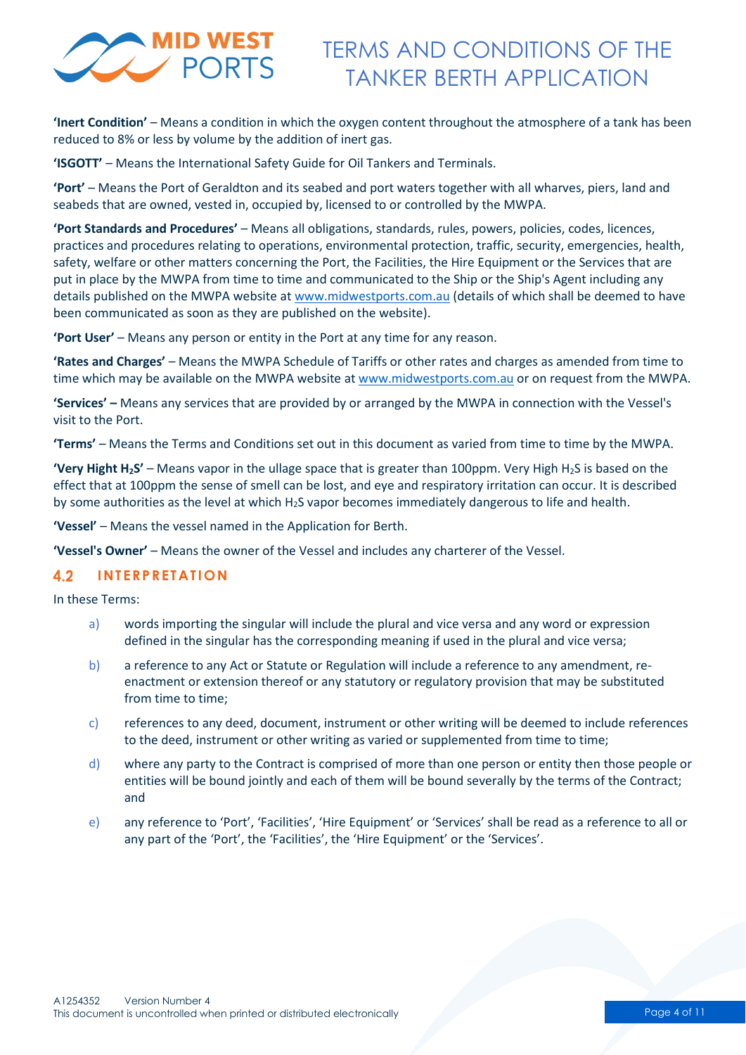**'Inert Condition'** – Means a condition in which the oxygen content throughout the atmosphere of a tank has been reduced to 8% or less by volume by the addition of inert gas.

**'ISGOTT'** – Means the International Safety Guide for Oil Tankers and Terminals.

**'Port'** – Means the Port of Geraldton and its seabed and port waters together with all wharves, piers, land and seabeds that are owned, vested in, occupied by, licensed to or controlled by the MWPA.

**'Port Standards and Procedures'** – Means all obligations, standards, rules, powers, policies, codes, licences, practices and procedures relating to operations, environmental protection, traffic, security, emergencies, health, safety, welfare or other matters concerning the Port, the Facilities, the Hire Equipment or the Services that are put in place by the MWPA from time to time and communicated to the Ship or the Ship's Agent including any details published on the MWPA website at www.midwestports.com.au (details of which shall be deemed to have been communicated as soon as they are published on the website).

**'Port User'** – Means any person or entity in the Port at any time for any reason.

**'Rates and Charges'** – Means the MWPA Schedule of Tariffs or other rates and charges as amended from time to time which may be available on the MWPA website at www.midwestports.com.au or on request from the MWPA.

**'Services' –** Means any services that are provided by or arranged by the MWPA in connection with the Vessel's visit to the Port.

**'Terms'** – Means the Terms and Conditions set out in this document as varied from time to time by the MWPA.

**'Very Hight $H_2S$'** – Means vapor in the ullage space that is greater than 100ppm. Very High $H_2S$ is based on the effect that at 100ppm the sense of smell can be lost, and eye and respiratory irritation can occur. It is described by some authorities as the level at which $H_2S$ vapor becomes immediately dangerous to life and health.

**'Vessel'** – Means the vessel named in the Application for Berth.

**'Vessel's Owner'** – Means the owner of the Vessel and includes any charterer of the Vessel.

## 4.2 INTERPRETATION

In these Terms:

a) words importing the singular will include the plural and vice versa and any word or expression defined in the singular has the corresponding meaning if used in the plural and vice versa;

b) a reference to any Act or Statute or Regulation will include a reference to any amendment, re-enactment or extension thereof or any statutory or regulatory provision that may be substituted from time to time;

c) references to any deed, document, instrument or other writing will be deemed to include references to the deed, instrument or other writing as varied or supplemented from time to time;

d) where any party to the Contract is comprised of more than one person or entity then those people or entities will be bound jointly and each of them will be bound severally by the terms of the Contract; and

e) any reference to 'Port', 'Facilities', 'Hire Equipment' or 'Services' shall be read as a reference to all or any part of the 'Port', the 'Facilities', the 'Hire Equipment' or the 'Services'.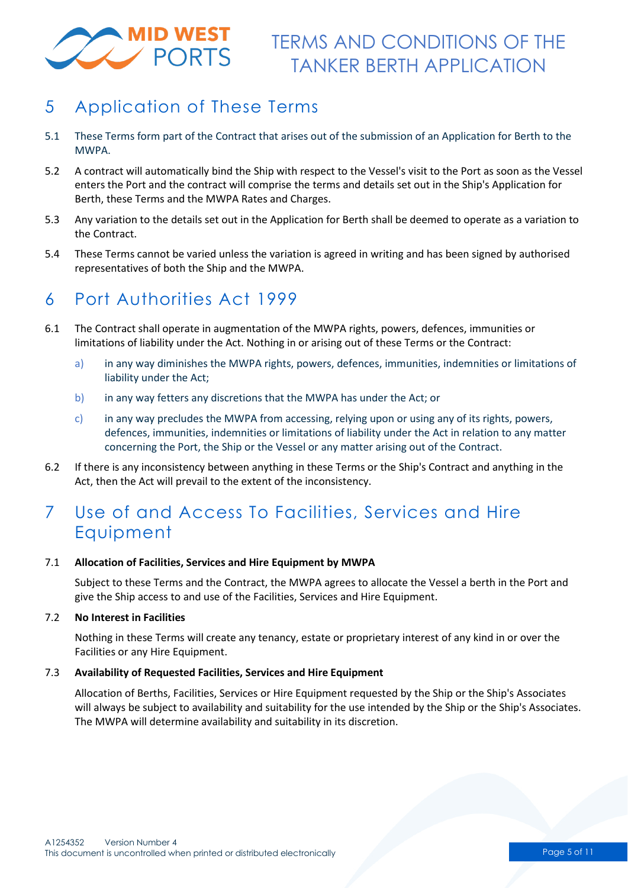# 5 Application of These Terms

5.1 These Terms form part of the Contract that arises out of the submission of an Application for Berth to the MWPA.

5.2 A contract will automatically bind the Ship with respect to the Vessel's visit to the Port as soon as the Vessel enters the Port and the contract will comprise the terms and details set out in the Ship's Application for Berth, these Terms and the MWPA Rates and Charges.

5.3 Any variation to the details set out in the Application for Berth shall be deemed to operate as a variation to the Contract.

5.4 These Terms cannot be varied unless the variation is agreed in writing and has been signed by authorised representatives of both the Ship and the MWPA.

# 6 Port Authorities Act 1999

6.1 The Contract shall operate in augmentation of the MWPA rights, powers, defences, immunities or limitations of liability under the Act. Nothing in or arising out of these Terms or the Contract:

a) in any way diminishes the MWPA rights, powers, defences, immunities, indemnities or limitations of liability under the Act;

b) in any way fetters any discretions that the MWPA has under the Act; or

c) in any way precludes the MWPA from accessing, relying upon or using any of its rights, powers, defences, immunities, indemnities or limitations of liability under the Act in relation to any matter concerning the Port, the Ship or the Vessel or any matter arising out of the Contract.

6.2 If there is any inconsistency between anything in these Terms or the Ship's Contract and anything in the Act, then the Act will prevail to the extent of the inconsistency.

# 7 Use of and Access To Facilities, Services and Hire Equipment

7.1 **Allocation of Facilities, Services and Hire Equipment by MWPA**

Subject to these Terms and the Contract, the MWPA agrees to allocate the Vessel a berth in the Port and give the Ship access to and use of the Facilities, Services and Hire Equipment.

7.2 **No Interest in Facilities**

Nothing in these Terms will create any tenancy, estate or proprietary interest of any kind in or over the Facilities or any Hire Equipment.

7.3 **Availability of Requested Facilities, Services and Hire Equipment**

Allocation of Berths, Facilities, Services or Hire Equipment requested by the Ship or the Ship's Associates will always be subject to availability and suitability for the use intended by the Ship or the Ship's Associates. The MWPA will determine availability and suitability in its discretion.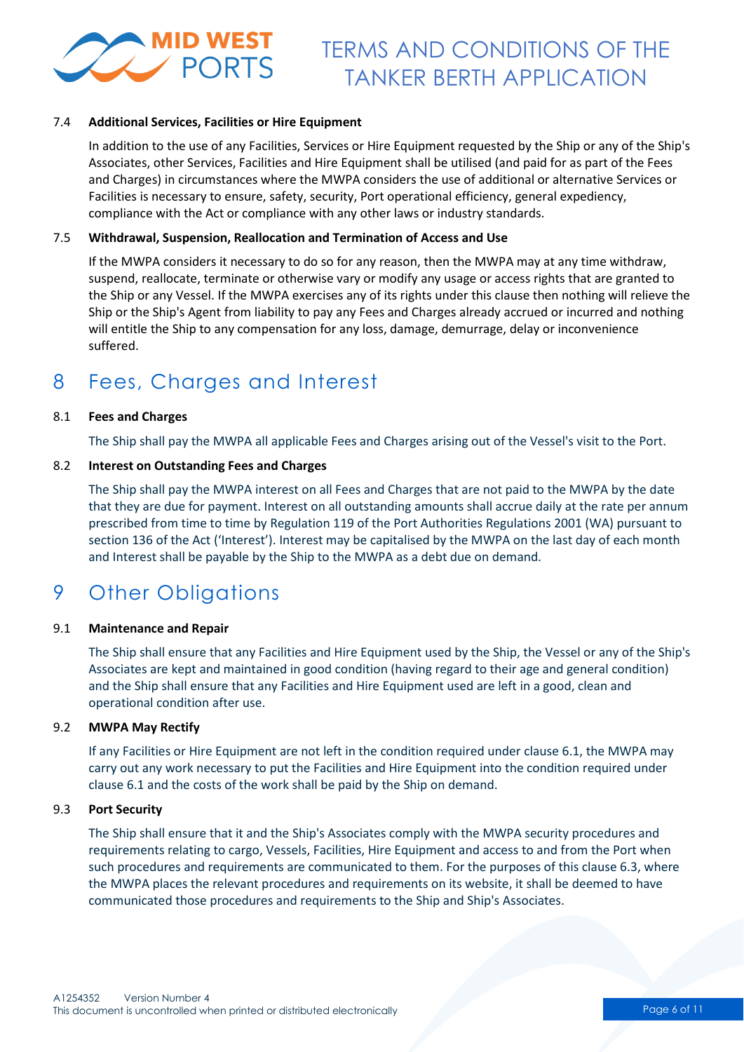### 7.4 Additional Services, Facilities or Hire Equipment

In addition to the use of any Facilities, Services or Hire Equipment requested by the Ship or any of the Ship's Associates, other Services, Facilities and Hire Equipment shall be utilised (and paid for as part of the Fees and Charges) in circumstances where the MWPA considers the use of additional or alternative Services or Facilities is necessary to ensure, safety, security, Port operational efficiency, general expediency, compliance with the Act or compliance with any other laws or industry standards.

### 7.5 Withdrawal, Suspension, Reallocation and Termination of Access and Use

If the MWPA considers it necessary to do so for any reason, then the MWPA may at any time withdraw, suspend, reallocate, terminate or otherwise vary or modify any usage or access rights that are granted to the Ship or any Vessel. If the MWPA exercises any of its rights under this clause then nothing will relieve the Ship or the Ship's Agent from liability to pay any Fees and Charges already accrued or incurred and nothing will entitle the Ship to any compensation for any loss, damage, demurrage, delay or inconvenience suffered.

## 8 Fees, Charges and Interest

### 8.1 Fees and Charges

The Ship shall pay the MWPA all applicable Fees and Charges arising out of the Vessel's visit to the Port.

### 8.2 Interest on Outstanding Fees and Charges

The Ship shall pay the MWPA interest on all Fees and Charges that are not paid to the MWPA by the date that they are due for payment. Interest on all outstanding amounts shall accrue daily at the rate per annum prescribed from time to time by Regulation 119 of the Port Authorities Regulations 2001 (WA) pursuant to section 136 of the Act ('Interest'). Interest may be capitalised by the MWPA on the last day of each month and Interest shall be payable by the Ship to the MWPA as a debt due on demand.

## 9 Other Obligations

### 9.1 Maintenance and Repair

The Ship shall ensure that any Facilities and Hire Equipment used by the Ship, the Vessel or any of the Ship's Associates are kept and maintained in good condition (having regard to their age and general condition) and the Ship shall ensure that any Facilities and Hire Equipment used are left in a good, clean and operational condition after use.

### 9.2 MWPA May Rectify

If any Facilities or Hire Equipment are not left in the condition required under clause 6.1, the MWPA may carry out any work necessary to put the Facilities and Hire Equipment into the condition required under clause 6.1 and the costs of the work shall be paid by the Ship on demand.

### 9.3 Port Security

The Ship shall ensure that it and the Ship's Associates comply with the MWPA security procedures and requirements relating to cargo, Vessels, Facilities, Hire Equipment and access to and from the Port when such procedures and requirements are communicated to them. For the purposes of this clause 6.3, where the MWPA places the relevant procedures and requirements on its website, it shall be deemed to have communicated those procedures and requirements to the Ship and Ship's Associates.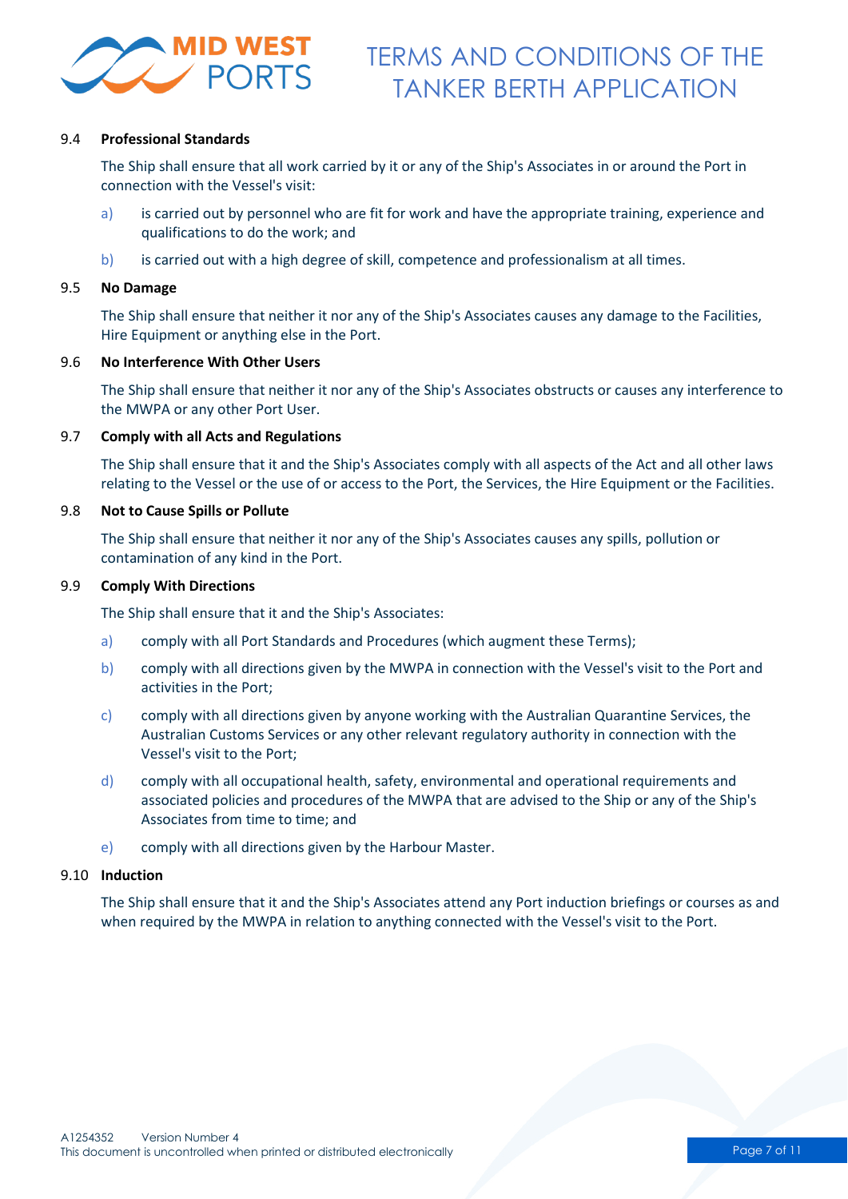### 9.4 Professional Standards

The Ship shall ensure that all work carried by it or any of the Ship's Associates in or around the Port in connection with the Vessel's visit:

a) is carried out by personnel who are fit for work and have the appropriate training, experience and qualifications to do the work; and

b) is carried out with a high degree of skill, competence and professionalism at all times.

### 9.5 No Damage

The Ship shall ensure that neither it nor any of the Ship's Associates causes any damage to the Facilities, Hire Equipment or anything else in the Port.

### 9.6 No Interference With Other Users

The Ship shall ensure that neither it nor any of the Ship's Associates obstructs or causes any interference to the MWPA or any other Port User.

### 9.7 Comply with all Acts and Regulations

The Ship shall ensure that it and the Ship's Associates comply with all aspects of the Act and all other laws relating to the Vessel or the use of or access to the Port, the Services, the Hire Equipment or the Facilities.

### 9.8 Not to Cause Spills or Pollute

The Ship shall ensure that neither it nor any of the Ship's Associates causes any spills, pollution or contamination of any kind in the Port.

### 9.9 Comply With Directions

The Ship shall ensure that it and the Ship's Associates:

a) comply with all Port Standards and Procedures (which augment these Terms);

b) comply with all directions given by the MWPA in connection with the Vessel's visit to the Port and activities in the Port;

c) comply with all directions given by anyone working with the Australian Quarantine Services, the Australian Customs Services or any other relevant regulatory authority in connection with the Vessel's visit to the Port;

d) comply with all occupational health, safety, environmental and operational requirements and associated policies and procedures of the MWPA that are advised to the Ship or any of the Ship's Associates from time to time; and

e) comply with all directions given by the Harbour Master.

### 9.10 Induction

The Ship shall ensure that it and the Ship's Associates attend any Port induction briefings or courses as and when required by the MWPA in relation to anything connected with the Vessel's visit to the Port.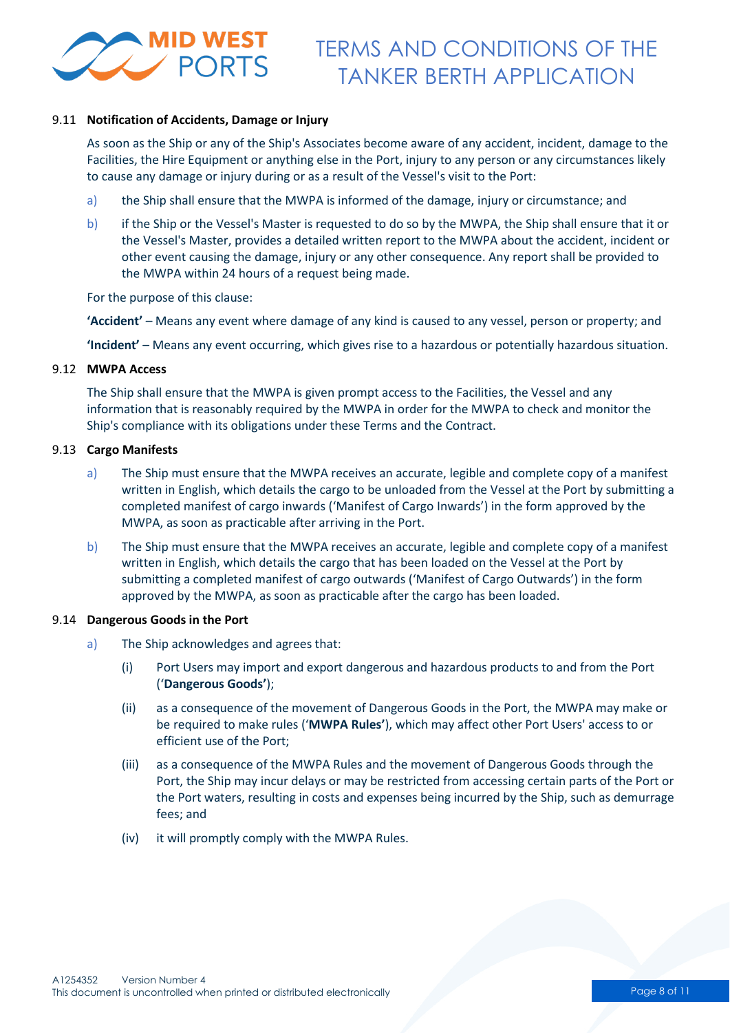### 9.11 Notification of Accidents, Damage or Injury

As soon as the Ship or any of the Ship's Associates become aware of any accident, incident, damage to the Facilities, the Hire Equipment or anything else in the Port, injury to any person or any circumstances likely to cause any damage or injury during or as a result of the Vessel's visit to the Port:

a) the Ship shall ensure that the MWPA is informed of the damage, injury or circumstance; and

b) if the Ship or the Vessel's Master is requested to do so by the MWPA, the Ship shall ensure that it or the Vessel's Master, provides a detailed written report to the MWPA about the accident, incident or other event causing the damage, injury or any other consequence. Any report shall be provided to the MWPA within 24 hours of a request being made.

For the purpose of this clause:

**'Accident'** – Means any event where damage of any kind is caused to any vessel, person or property; and

**'Incident'** – Means any event occurring, which gives rise to a hazardous or potentially hazardous situation.

### 9.12 MWPA Access

The Ship shall ensure that the MWPA is given prompt access to the Facilities, the Vessel and any information that is reasonably required by the MWPA in order for the MWPA to check and monitor the Ship's compliance with its obligations under these Terms and the Contract.

### 9.13 Cargo Manifests

a) The Ship must ensure that the MWPA receives an accurate, legible and complete copy of a manifest written in English, which details the cargo to be unloaded from the Vessel at the Port by submitting a completed manifest of cargo inwards ('Manifest of Cargo Inwards') in the form approved by the MWPA, as soon as practicable after arriving in the Port.

b) The Ship must ensure that the MWPA receives an accurate, legible and complete copy of a manifest written in English, which details the cargo that has been loaded on the Vessel at the Port by submitting a completed manifest of cargo outwards ('Manifest of Cargo Outwards') in the form approved by the MWPA, as soon as practicable after the cargo has been loaded.

### 9.14 Dangerous Goods in the Port

a) The Ship acknowledges and agrees that:

   (i) Port Users may import and export dangerous and hazardous products to and from the Port ('**Dangerous Goods'**);

   (ii) as a consequence of the movement of Dangerous Goods in the Port, the MWPA may make or be required to make rules ('**MWPA Rules'**), which may affect other Port Users' access to or efficient use of the Port;

   (iii) as a consequence of the MWPA Rules and the movement of Dangerous Goods through the Port, the Ship may incur delays or may be restricted from accessing certain parts of the Port or the Port waters, resulting in costs and expenses being incurred by the Ship, such as demurrage fees; and

   (iv) it will promptly comply with the MWPA Rules.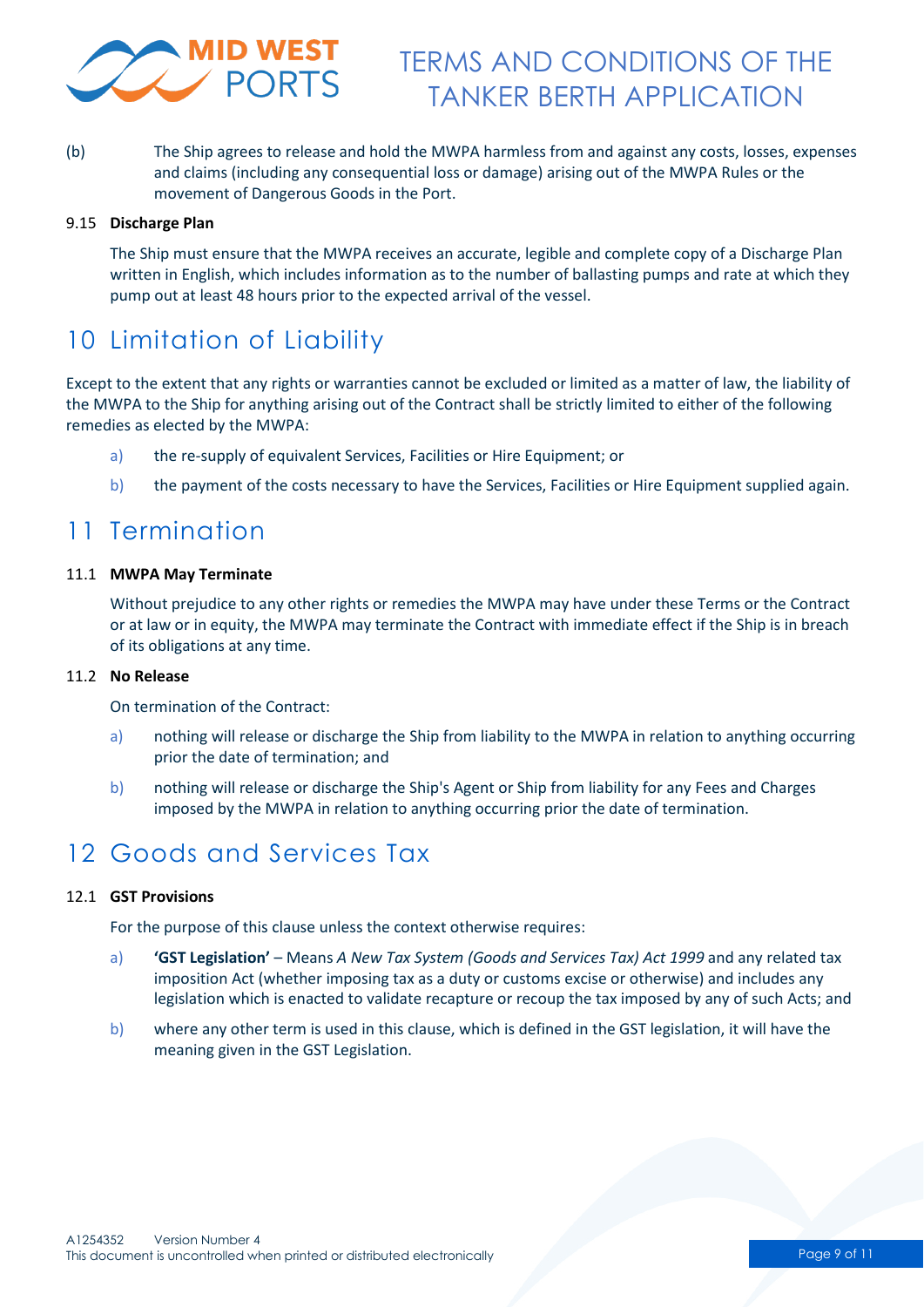(b) The Ship agrees to release and hold the MWPA harmless from and against any costs, losses, expenses and claims (including any consequential loss or damage) arising out of the MWPA Rules or the movement of Dangerous Goods in the Port.

### 9.15 Discharge Plan

The Ship must ensure that the MWPA receives an accurate, legible and complete copy of a Discharge Plan written in English, which includes information as to the number of ballasting pumps and rate at which they pump out at least 48 hours prior to the expected arrival of the vessel.

## 10 Limitation of Liability

Except to the extent that any rights or warranties cannot be excluded or limited as a matter of law, the liability of the MWPA to the Ship for anything arising out of the Contract shall be strictly limited to either of the following remedies as elected by the MWPA:

a) the re-supply of equivalent Services, Facilities or Hire Equipment; or

b) the payment of the costs necessary to have the Services, Facilities or Hire Equipment supplied again.

## 11 Termination

### 11.1 MWPA May Terminate

Without prejudice to any other rights or remedies the MWPA may have under these Terms or the Contract or at law or in equity, the MWPA may terminate the Contract with immediate effect if the Ship is in breach of its obligations at any time.

### 11.2 No Release

On termination of the Contract:

a) nothing will release or discharge the Ship from liability to the MWPA in relation to anything occurring prior the date of termination; and

b) nothing will release or discharge the Ship's Agent or Ship from liability for any Fees and Charges imposed by the MWPA in relation to anything occurring prior the date of termination.

## 12 Goods and Services Tax

### 12.1 GST Provisions

For the purpose of this clause unless the context otherwise requires:

a) **'GST Legislation'** – Means *A New Tax System (Goods and Services Tax) Act 1999* and any related tax imposition Act (whether imposing tax as a duty or customs excise or otherwise) and includes any legislation which is enacted to validate recapture or recoup the tax imposed by any of such Acts; and

b) where any other term is used in this clause, which is defined in the GST legislation, it will have the meaning given in the GST Legislation.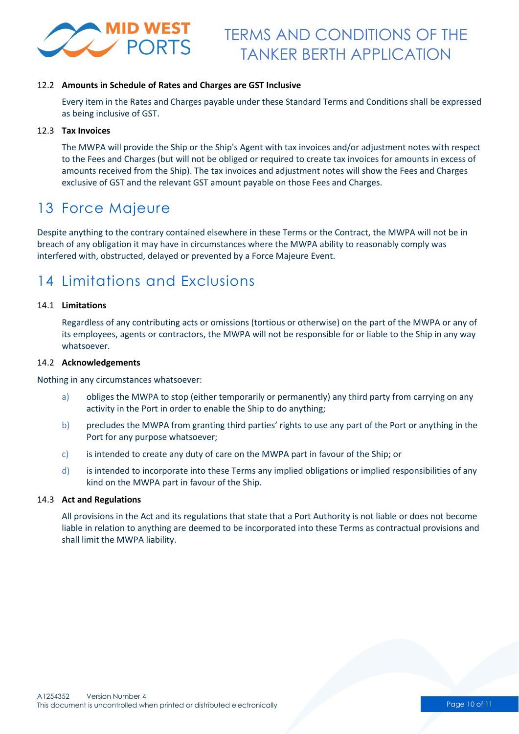### 12.2 Amounts in Schedule of Rates and Charges are GST Inclusive

Every item in the Rates and Charges payable under these Standard Terms and Conditions shall be expressed as being inclusive of GST.

### 12.3 Tax Invoices

The MWPA will provide the Ship or the Ship's Agent with tax invoices and/or adjustment notes with respect to the Fees and Charges (but will not be obliged or required to create tax invoices for amounts in excess of amounts received from the Ship). The tax invoices and adjustment notes will show the Fees and Charges exclusive of GST and the relevant GST amount payable on those Fees and Charges.

## 13 Force Majeure

Despite anything to the contrary contained elsewhere in these Terms or the Contract, the MWPA will not be in breach of any obligation it may have in circumstances where the MWPA ability to reasonably comply was interfered with, obstructed, delayed or prevented by a Force Majeure Event.

## 14 Limitations and Exclusions

### 14.1 Limitations

Regardless of any contributing acts or omissions (tortious or otherwise) on the part of the MWPA or any of its employees, agents or contractors, the MWPA will not be responsible for or liable to the Ship in any way whatsoever.

### 14.2 Acknowledgements

Nothing in any circumstances whatsoever:

a) obliges the MWPA to stop (either temporarily or permanently) any third party from carrying on any activity in the Port in order to enable the Ship to do anything;

b) precludes the MWPA from granting third parties' rights to use any part of the Port or anything in the Port for any purpose whatsoever;

c) is intended to create any duty of care on the MWPA part in favour of the Ship; or

d) is intended to incorporate into these Terms any implied obligations or implied responsibilities of any kind on the MWPA part in favour of the Ship.

### 14.3 Act and Regulations

All provisions in the Act and its regulations that state that a Port Authority is not liable or does not become liable in relation to anything are deemed to be incorporated into these Terms as contractual provisions and shall limit the MWPA liability.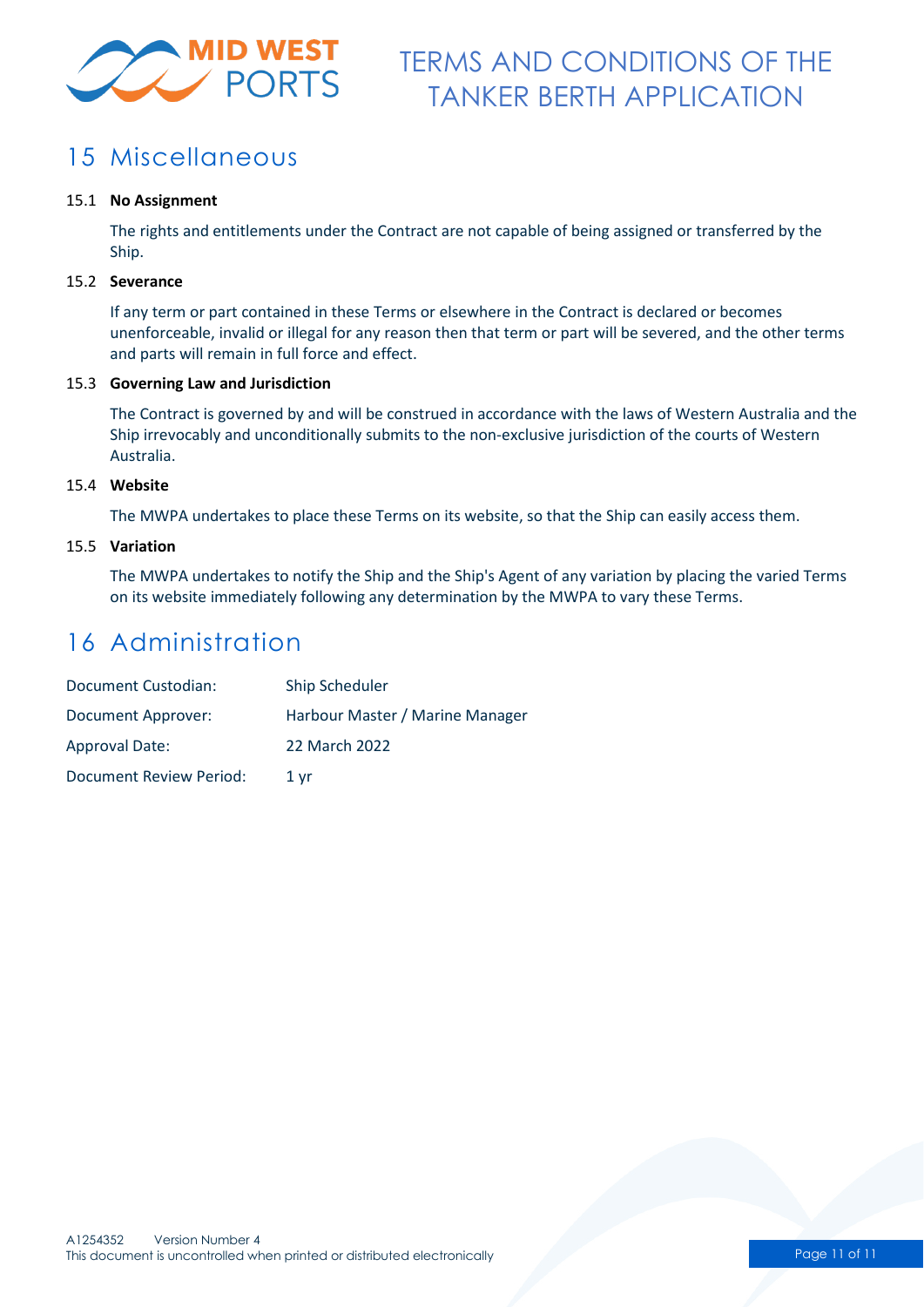## 15 Miscellaneous

### 15.1 No Assignment

The rights and entitlements under the Contract are not capable of being assigned or transferred by the Ship.

### 15.2 Severance

If any term or part contained in these Terms or elsewhere in the Contract is declared or becomes unenforceable, invalid or illegal for any reason then that term or part will be severed, and the other terms and parts will remain in full force and effect.

### 15.3 Governing Law and Jurisdiction

The Contract is governed by and will be construed in accordance with the laws of Western Australia and the Ship irrevocably and unconditionally submits to the non-exclusive jurisdiction of the courts of Western Australia.

### 15.4 Website

The MWPA undertakes to place these Terms on its website, so that the Ship can easily access them.

### 15.5 Variation

The MWPA undertakes to notify the Ship and the Ship's Agent of any variation by placing the varied Terms on its website immediately following any determination by the MWPA to vary these Terms.

## 16 Administration

| | |
|---|---|
| Document Custodian: | Ship Scheduler |
| Document Approver: | Harbour Master / Marine Manager |
| Approval Date: | 22 March 2022 |
| Document Review Period: | 1 yr |